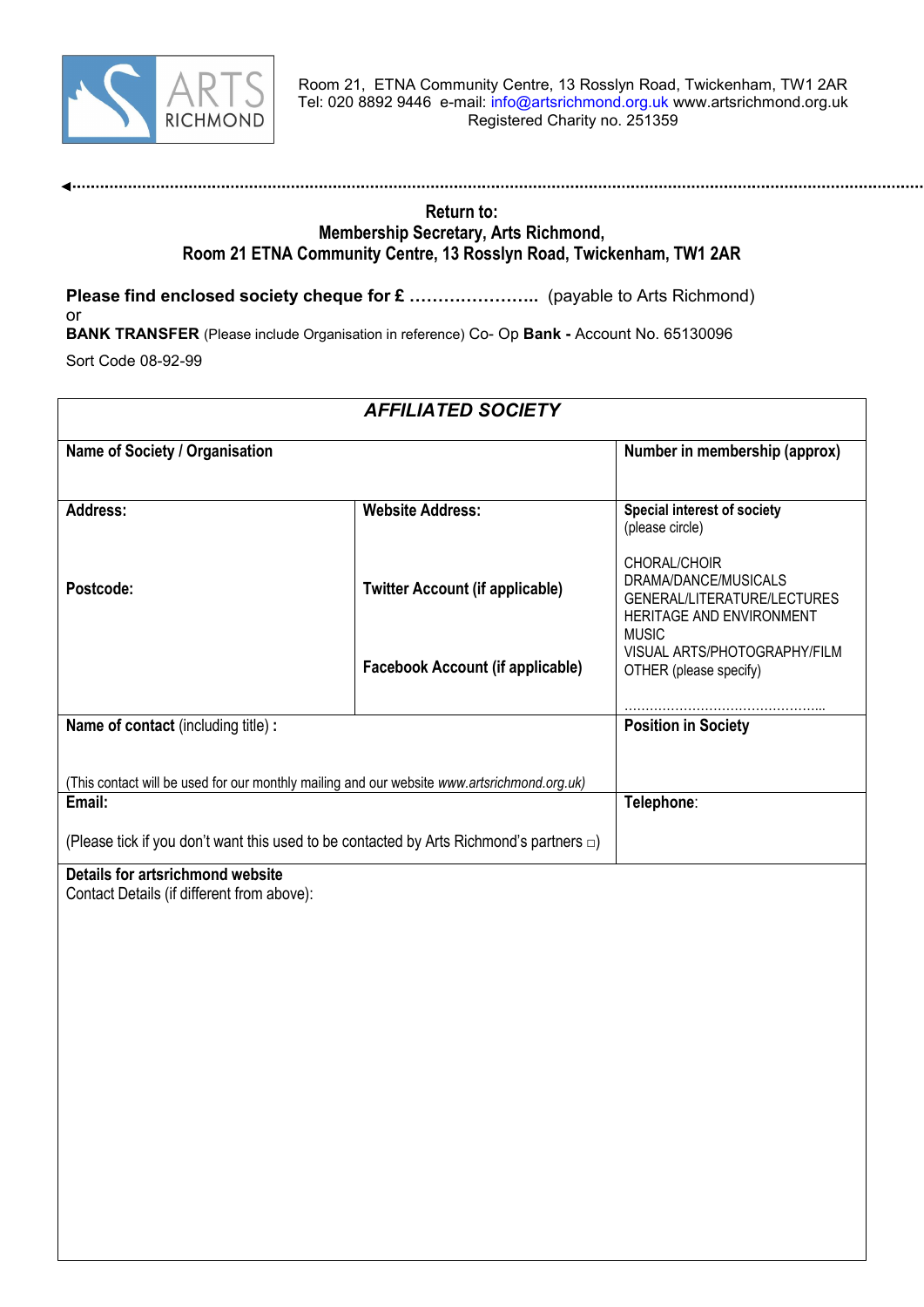ARTS RICHMOND

Room 21, ETNA Community Centre, 13 Rosslyn Road, Twickenham, TW1 2AR
Tel: 020 8892 9446 e-mail: info@artsrichmond.org.uk www.artsrichmond.org.uk
Registered Charity no. 251359

**Return to:**
**Membership Secretary, Arts Richmond,**
**Room 21 ETNA Community Centre, 13 Rosslyn Road, Twickenham, TW1 2AR**

**Please find enclosed society cheque for £ …………………..** (payable to Arts Richmond)
or
**BANK TRANSFER** (Please include Organisation in reference) Co- Op **Bank -** Account No. 65130096
Sort Code 08-92-99

## *AFFILIATED SOCIETY*

| | | |
|---|---|---|
| **Name of Society / Organisation** | | **Number in membership (approx)** |
| **Address:**<br><br>**Postcode:** | **Website Address:**<br><br>**Twitter Account (if applicable)**<br><br>**Facebook Account (if applicable)** | **Special interest of society**<br>(please circle)<br><br>CHORAL/CHOIR<br>DRAMA/DANCE/MUSICALS<br>GENERAL/LITERATURE/LECTURES<br>HERITAGE AND ENVIRONMENT<br>MUSIC<br>VISUAL ARTS/PHOTOGRAPHY/FILM<br>OTHER (please specify)<br><br>……………………………………….. |
| **Name of contact** (including title) **:**<br><br>(This contact will be used for our monthly mailing and our website *www.artsrichmond.org.uk)* | | **Position in Society** |
| **Email:**<br><br>(Please tick if you don't want this used to be contacted by Arts Richmond's partners □) | | **Telephone**: |
| **Details for artsrichmond website**<br>Contact Details (if different from above): | | |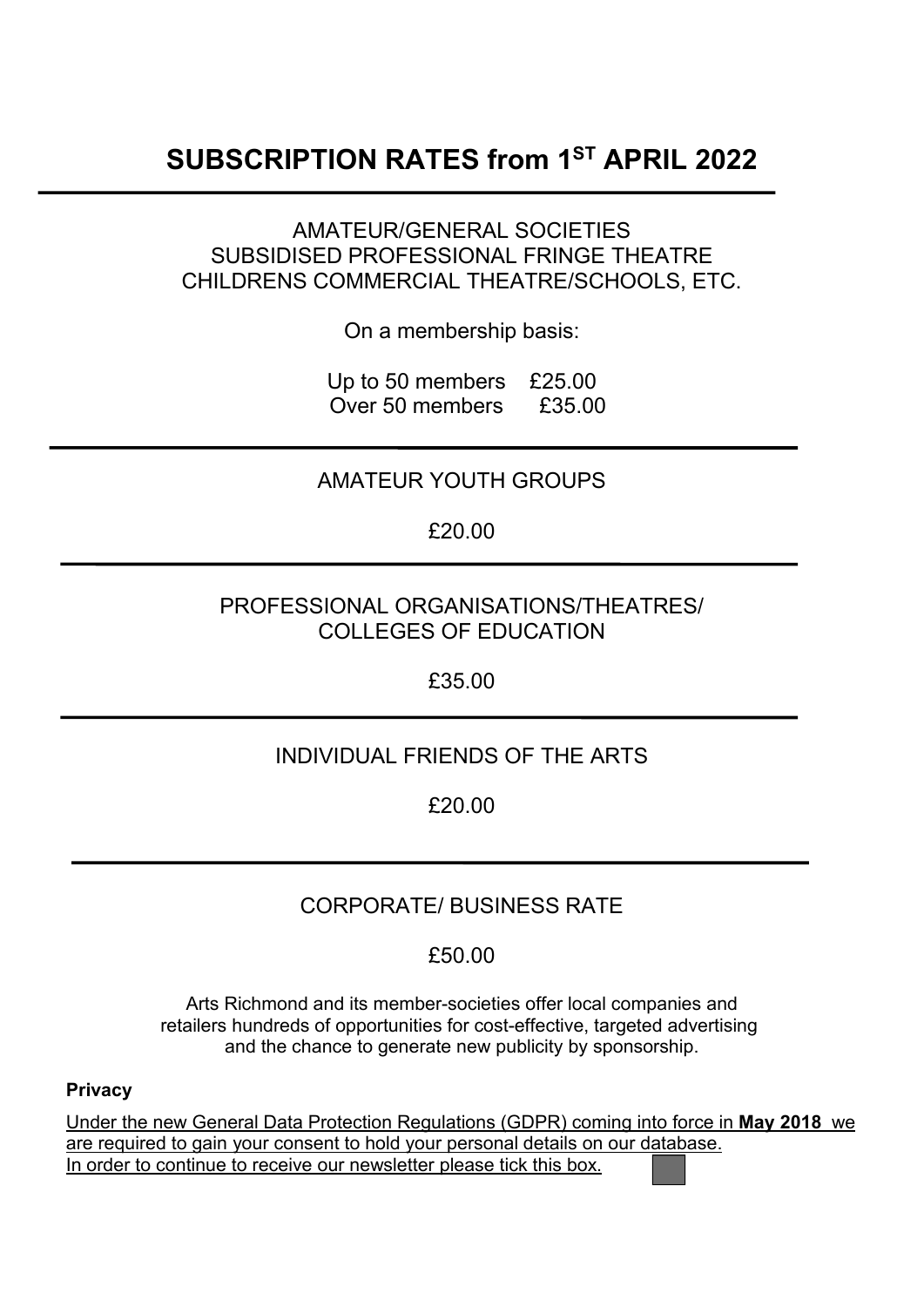# SUBSCRIPTION RATES from 1ST APRIL 2022

AMATEUR/GENERAL SOCIETIES
SUBSIDISED PROFESSIONAL FRINGE THEATRE
CHILDRENS COMMERCIAL THEATRE/SCHOOLS, ETC.

On a membership basis:

Up to 50 members £25.00
Over 50 members £35.00

---

AMATEUR YOUTH GROUPS

£20.00

---

PROFESSIONAL ORGANISATIONS/THEATRES/
COLLEGES OF EDUCATION

£35.00

---

INDIVIDUAL FRIENDS OF THE ARTS

£20.00

---

CORPORATE/ BUSINESS RATE

£50.00

Arts Richmond and its member-societies offer local companies and retailers hundreds of opportunities for cost-effective, targeted advertising and the chance to generate new publicity by sponsorship.

**Privacy**

Under the new General Data Protection Regulations (GDPR) coming into force in **May 2018** we are required to gain your consent to hold your personal details on our database.
In order to continue to receive our newsletter please tick this box. ☐